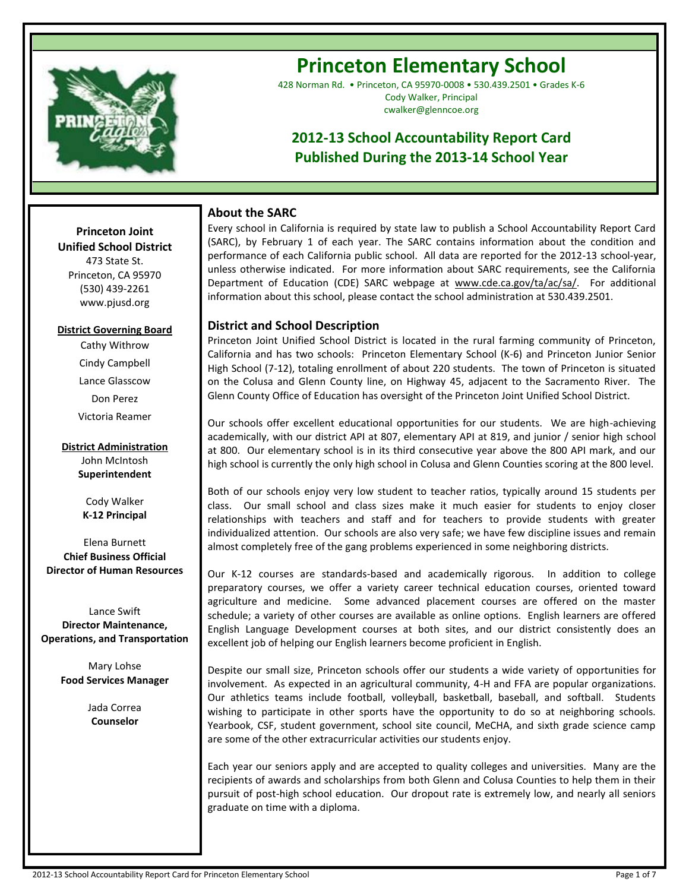# Princeton Elementary School

428 Norman Rd. • Princeton, CA 95970-0008 • 530.439.2501 • Grades K-6
Cody Walker, Principal
cwalker@glenncoe.org

## 2012-13 School Accountability Report Card
## Published During the 2013-14 School Year

**Princeton Joint Unified School District**
473 State St.
Princeton, CA 95970
(530) 439-2261
www.pjusd.org

**District Governing Board**

Cathy Withrow
Cindy Campbell
Lance Glasscow
Don Perez
Victoria Reamer

**District Administration**

John McIntosh
**Superintendent**

Cody Walker
**K-12 Principal**

Elena Burnett
**Chief Business Official**
**Director of Human Resources**

Lance Swift
**Director Maintenance, Operations, and Transportation**

Mary Lohse
**Food Services Manager**

Jada Correa
**Counselor**

### About the SARC

Every school in California is required by state law to publish a School Accountability Report Card (SARC), by February 1 of each year. The SARC contains information about the condition and performance of each California public school. All data are reported for the 2012-13 school-year, unless otherwise indicated. For more information about SARC requirements, see the California Department of Education (CDE) SARC webpage at www.cde.ca.gov/ta/ac/sa/. For additional information about this school, please contact the school administration at 530.439.2501.

### District and School Description

Princeton Joint Unified School District is located in the rural farming community of Princeton, California and has two schools: Princeton Elementary School (K-6) and Princeton Junior Senior High School (7-12), totaling enrollment of about 220 students. The town of Princeton is situated on the Colusa and Glenn County line, on Highway 45, adjacent to the Sacramento River. The Glenn County Office of Education has oversight of the Princeton Joint Unified School District.

Our schools offer excellent educational opportunities for our students. We are high-achieving academically, with our district API at 807, elementary API at 819, and junior / senior high school at 800. Our elementary school is in its third consecutive year above the 800 API mark, and our high school is currently the only high school in Colusa and Glenn Counties scoring at the 800 level.

Both of our schools enjoy very low student to teacher ratios, typically around 15 students per class. Our small school and class sizes make it much easier for students to enjoy closer relationships with teachers and staff and for teachers to provide students with greater individualized attention. Our schools are also very safe; we have few discipline issues and remain almost completely free of the gang problems experienced in some neighboring districts.

Our K-12 courses are standards-based and academically rigorous. In addition to college preparatory courses, we offer a variety career technical education courses, oriented toward agriculture and medicine. Some advanced placement courses are offered on the master schedule; a variety of other courses are available as online options. English learners are offered English Language Development courses at both sites, and our district consistently does an excellent job of helping our English learners become proficient in English.

Despite our small size, Princeton schools offer our students a wide variety of opportunities for involvement. As expected in an agricultural community, 4-H and FFA are popular organizations. Our athletics teams include football, volleyball, basketball, baseball, and softball. Students wishing to participate in other sports have the opportunity to do so at neighboring schools. Yearbook, CSF, student government, school site council, MeCHA, and sixth grade science camp are some of the other extracurricular activities our students enjoy.

Each year our seniors apply and are accepted to quality colleges and universities. Many are the recipients of awards and scholarships from both Glenn and Colusa Counties to help them in their pursuit of post-high school education. Our dropout rate is extremely low, and nearly all seniors graduate on time with a diploma.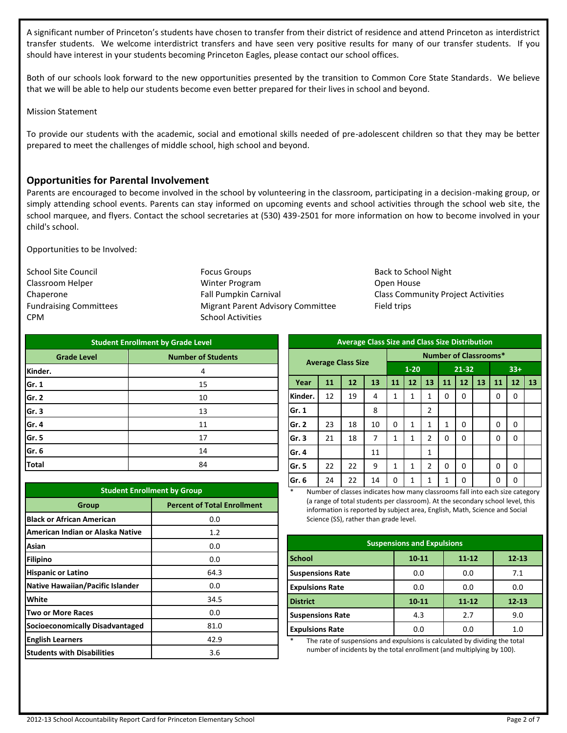A significant number of Princeton's students have chosen to transfer from their district of residence and attend Princeton as interdistrict transfer students. We welcome interdistrict transfers and have seen very positive results for many of our transfer students. If you should have interest in your students becoming Princeton Eagles, please contact our school offices.

Both of our schools look forward to the new opportunities presented by the transition to Common Core State Standards. We believe that we will be able to help our students become even better prepared for their lives in school and beyond.

Mission Statement

To provide our students with the academic, social and emotional skills needed of pre-adolescent children so that they may be better prepared to meet the challenges of middle school, high school and beyond.

## Opportunities for Parental Involvement

Parents are encouraged to become involved in the school by volunteering in the classroom, participating in a decision-making group, or simply attending school events. Parents can stay informed on upcoming events and school activities through the school web site, the school marquee, and flyers. Contact the school secretaries at (530) 439-2501 for more information on how to become involved in your child's school.

Opportunities to be Involved:

School Site Council
Classroom Helper
Chaperone
Fundraising Committees
CPM
Focus Groups
Winter Program
Fall Pumpkin Carnival
Migrant Parent Advisory Committee
School Activities
Back to School Night
Open House
Class Community Project Activities
Field trips

| Student Enrollment by Grade Level | |
|---|---|
| **Grade Level** | **Number of Students** |
| Kinder. | 4 |
| Gr. 1 | 15 |
| Gr. 2 | 10 |
| Gr. 3 | 13 |
| Gr. 4 | 11 |
| Gr. 5 | 17 |
| Gr. 6 | 14 |
| Total | 84 |

| Student Enrollment by Group | |
|---|---|
| **Group** | **Percent of Total Enrollment** |
| Black or African American | 0.0 |
| American Indian or Alaska Native | 1.2 |
| Asian | 0.0 |
| Filipino | 0.0 |
| Hispanic or Latino | 64.3 |
| Native Hawaiian/Pacific Islander | 0.0 |
| White | 34.5 |
| Two or More Races | 0.0 |
| Socioeconomically Disadvantaged | 81.0 |
| English Learners | 42.9 |
| Students with Disabilities | 3.6 |

| Average Class Size and Class Size Distribution | | | | | | | | | | | | |
|---|---|---|---|---|---|---|---|---|---|---|---|---|
| | Average Class Size | | | Number of Classrooms* | | | | | | | | |
| | | | | 1-20 | | | 21-32 | | | 33+ | | |
| Year | 11 | 12 | 13 | 11 | 12 | 13 | 11 | 12 | 13 | 11 | 12 | 13 |
| Kinder. | 12 | 19 | 4 | 1 | 1 | 1 | 0 | 0 | | 0 | 0 | |
| Gr. 1 | | | 8 | | | 2 | | | | | | |
| Gr. 2 | 23 | 18 | 10 | 0 | 1 | 1 | 1 | 0 | | 0 | 0 | |
| Gr. 3 | 21 | 18 | 7 | 1 | 1 | 2 | 0 | 0 | | 0 | 0 | |
| Gr. 4 | | | 11 | | | 1 | | | | | | |
| Gr. 5 | 22 | 22 | 9 | 1 | 1 | 2 | 0 | 0 | | 0 | 0 | |
| Gr. 6 | 24 | 22 | 14 | 0 | 1 | 1 | 1 | 0 | | 0 | 0 | |

\* Number of classes indicates how many classrooms fall into each size category (a range of total students per classroom). At the secondary school level, this information is reported by subject area, English, Math, Science and Social Science (SS), rather than grade level.

| Suspensions and Expulsions | | | |
|---|---|---|---|
| **School** | **10-11** | **11-12** | **12-13** |
| Suspensions Rate | 0.0 | 0.0 | 7.1 |
| Expulsions Rate | 0.0 | 0.0 | 0.0 |
| **District** | **10-11** | **11-12** | **12-13** |
| Suspensions Rate | 4.3 | 2.7 | 9.0 |
| Expulsions Rate | 0.0 | 0.0 | 1.0 |

\* The rate of suspensions and expulsions is calculated by dividing the total number of incidents by the total enrollment (and multiplying by 100).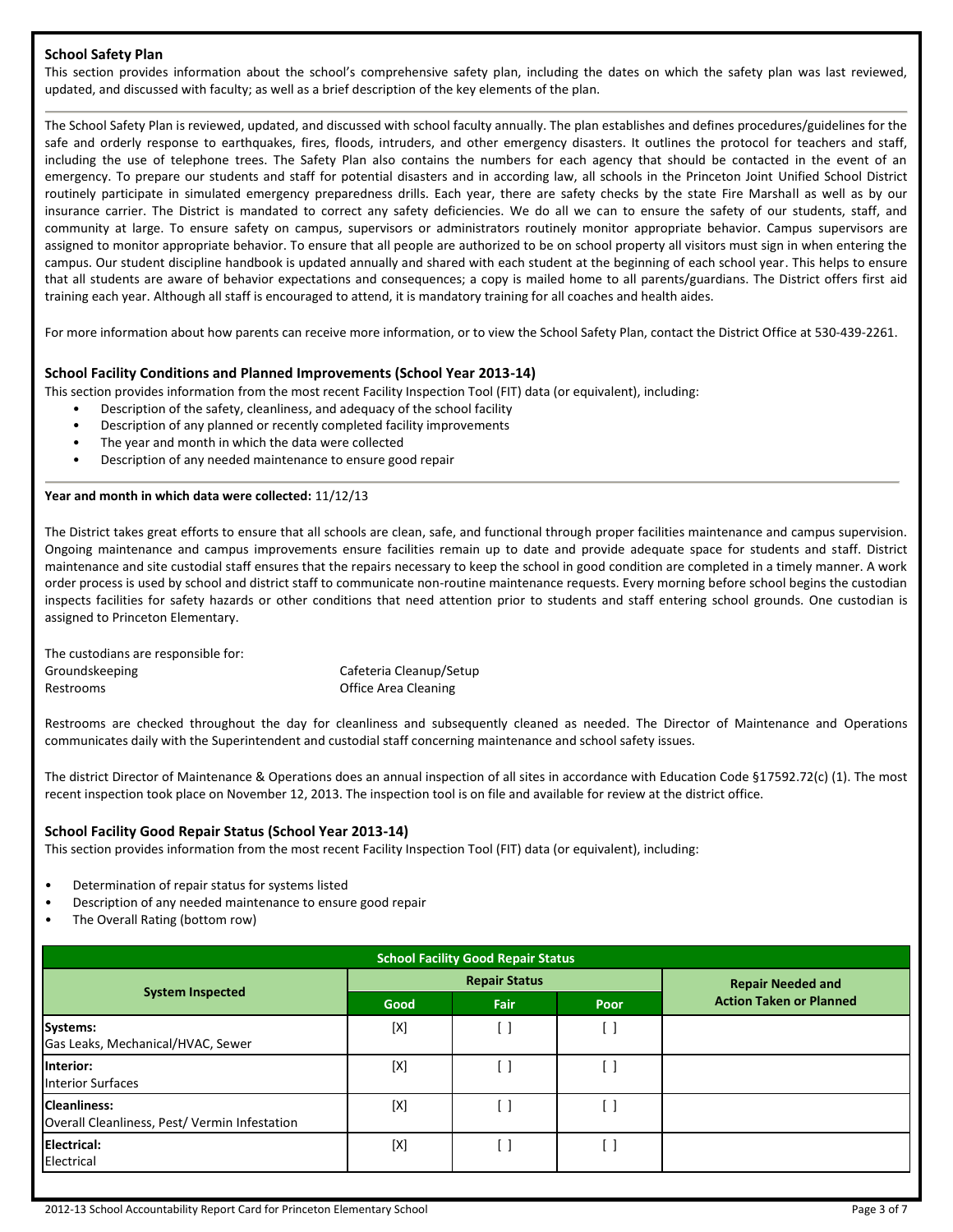## School Safety Plan

This section provides information about the school's comprehensive safety plan, including the dates on which the safety plan was last reviewed, updated, and discussed with faculty; as well as a brief description of the key elements of the plan.

The School Safety Plan is reviewed, updated, and discussed with school faculty annually. The plan establishes and defines procedures/guidelines for the safe and orderly response to earthquakes, fires, floods, intruders, and other emergency disasters. It outlines the protocol for teachers and staff, including the use of telephone trees. The Safety Plan also contains the numbers for each agency that should be contacted in the event of an emergency. To prepare our students and staff for potential disasters and in according law, all schools in the Princeton Joint Unified School District routinely participate in simulated emergency preparedness drills. Each year, there are safety checks by the state Fire Marshall as well as by our insurance carrier. The District is mandated to correct any safety deficiencies. We do all we can to ensure the safety of our students, staff, and community at large. To ensure safety on campus, supervisors or administrators routinely monitor appropriate behavior. Campus supervisors are assigned to monitor appropriate behavior. To ensure that all people are authorized to be on school property all visitors must sign in when entering the campus. Our student discipline handbook is updated annually and shared with each student at the beginning of each school year. This helps to ensure that all students are aware of behavior expectations and consequences; a copy is mailed home to all parents/guardians. The District offers first aid training each year. Although all staff is encouraged to attend, it is mandatory training for all coaches and health aides.

For more information about how parents can receive more information, or to view the School Safety Plan, contact the District Office at 530-439-2261.

## School Facility Conditions and Planned Improvements (School Year 2013-14)

This section provides information from the most recent Facility Inspection Tool (FIT) data (or equivalent), including:

- Description of the safety, cleanliness, and adequacy of the school facility
- Description of any planned or recently completed facility improvements
- The year and month in which the data were collected
- Description of any needed maintenance to ensure good repair

**Year and month in which data were collected:** 11/12/13

The District takes great efforts to ensure that all schools are clean, safe, and functional through proper facilities maintenance and campus supervision. Ongoing maintenance and campus improvements ensure facilities remain up to date and provide adequate space for students and staff. District maintenance and site custodial staff ensures that the repairs necessary to keep the school in good condition are completed in a timely manner. A work order process is used by school and district staff to communicate non-routine maintenance requests. Every morning before school begins the custodian inspects facilities for safety hazards or other conditions that need attention prior to students and staff entering school grounds. One custodian is assigned to Princeton Elementary.

The custodians are responsible for:

- Groundskeeping
- Restrooms
- Cafeteria Cleanup/Setup
- Office Area Cleaning

Restrooms are checked throughout the day for cleanliness and subsequently cleaned as needed. The Director of Maintenance and Operations communicates daily with the Superintendent and custodial staff concerning maintenance and school safety issues.

The district Director of Maintenance & Operations does an annual inspection of all sites in accordance with Education Code §17592.72(c) (1). The most recent inspection took place on November 12, 2013. The inspection tool is on file and available for review at the district office.

## School Facility Good Repair Status (School Year 2013-14)

This section provides information from the most recent Facility Inspection Tool (FIT) data (or equivalent), including:

- Determination of repair status for systems listed
- Description of any needed maintenance to ensure good repair
- The Overall Rating (bottom row)

**School Facility Good Repair Status**

| System Inspected | Repair Status | | | Repair Needed and Action Taken or Planned |
|---|---|---|---|---|
| | Good | Fair | Poor | |
| **Systems:** Gas Leaks, Mechanical/HVAC, Sewer | [X] | [ ] | [ ] | |
| **Interior:** Interior Surfaces | [X] | [ ] | [ ] | |
| **Cleanliness:** Overall Cleanliness, Pest/ Vermin Infestation | [X] | [ ] | [ ] | |
| **Electrical:** Electrical | [X] | [ ] | [ ] | |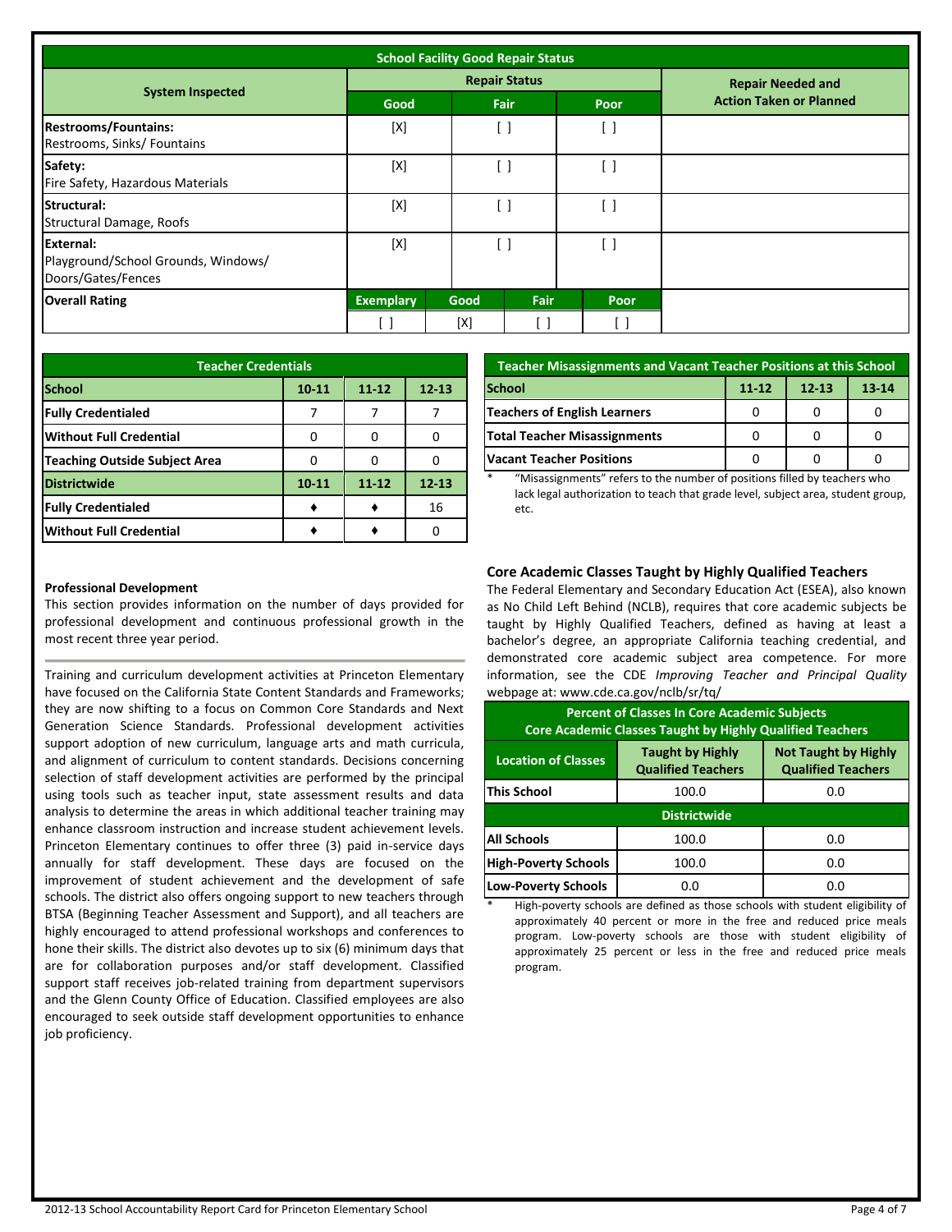| School Facility Good Repair Status | | | | | |
|---|---|---|---|---|---|
| System Inspected | Repair Status | | | | Repair Needed and Action Taken or Planned |
| | Good | Fair | | Poor | |
| **Restrooms/Fountains:** Restrooms, Sinks/ Fountains | [X] | [ ] | | [ ] | |
| **Safety:** Fire Safety, Hazardous Materials | [X] | [ ] | | [ ] | |
| **Structural:** Structural Damage, Roofs | [X] | [ ] | | [ ] | |
| **External:** Playground/School Grounds, Windows/ Doors/Gates/Fences | [X] | [ ] | | [ ] | |
| **Overall Rating** | Exemplary | Good | Fair | Poor | |
| | [ ] | [X] | [ ] | [ ] | |

| Teacher Credentials | | | |
|---|---|---|---|
| **School** | **10-11** | **11-12** | **12-13** |
| **Fully Credentialed** | 7 | 7 | 7 |
| **Without Full Credential** | 0 | 0 | 0 |
| **Teaching Outside Subject Area** | 0 | 0 | 0 |
| **Districtwide** | **10-11** | **11-12** | **12-13** |
| **Fully Credentialed** | ♦ | ♦ | 16 |
| **Without Full Credential** | ♦ | ♦ | 0 |

| Teacher Misassignments and Vacant Teacher Positions at this School | | | |
|---|---|---|---|
| **School** | **11-12** | **12-13** | **13-14** |
| **Teachers of English Learners** | 0 | 0 | 0 |
| **Total Teacher Misassignments** | 0 | 0 | 0 |
| **Vacant Teacher Positions** | 0 | 0 | 0 |

* "Misassignments" refers to the number of positions filled by teachers who lack legal authorization to teach that grade level, subject area, student group, etc.

### Professional Development

This section provides information on the number of days provided for professional development and continuous professional growth in the most recent three year period.

Training and curriculum development activities at Princeton Elementary have focused on the California State Content Standards and Frameworks; they are now shifting to a focus on Common Core Standards and Next Generation Science Standards. Professional development activities support adoption of new curriculum, language arts and math curricula, and alignment of curriculum to content standards. Decisions concerning selection of staff development activities are performed by the principal using tools such as teacher input, state assessment results and data analysis to determine the areas in which additional teacher training may enhance classroom instruction and increase student achievement levels. Princeton Elementary continues to offer three (3) paid in-service days annually for staff development. These days are focused on the improvement of student achievement and the development of safe schools. The district also offers ongoing support to new teachers through BTSA (Beginning Teacher Assessment and Support), and all teachers are highly encouraged to attend professional workshops and conferences to hone their skills. The district also devotes up to six (6) minimum days that are for collaboration purposes and/or staff development. Classified support staff receives job-related training from department supervisors and the Glenn County Office of Education. Classified employees are also encouraged to seek outside staff development opportunities to enhance job proficiency.

### Core Academic Classes Taught by Highly Qualified Teachers

The Federal Elementary and Secondary Education Act (ESEA), also known as No Child Left Behind (NCLB), requires that core academic subjects be taught by Highly Qualified Teachers, defined as having at least a bachelor's degree, an appropriate California teaching credential, and demonstrated core academic subject area competence. For more information, see the CDE *Improving Teacher and Principal Quality* webpage at: www.cde.ca.gov/nclb/sr/tq/

| Percent of Classes In Core Academic Subjects Core Academic Classes Taught by Highly Qualified Teachers | | |
|---|---|---|
| **Location of Classes** | **Taught by Highly Qualified Teachers** | **Not Taught by Highly Qualified Teachers** |
| **This School** | 100.0 | 0.0 |
| **Districtwide** | | |
| **All Schools** | 100.0 | 0.0 |
| **High-Poverty Schools** | 100.0 | 0.0 |
| **Low-Poverty Schools** | 0.0 | 0.0 |

* High-poverty schools are defined as those schools with student eligibility of approximately 40 percent or more in the free and reduced price meals program. Low-poverty schools are those with student eligibility of approximately 25 percent or less in the free and reduced price meals program.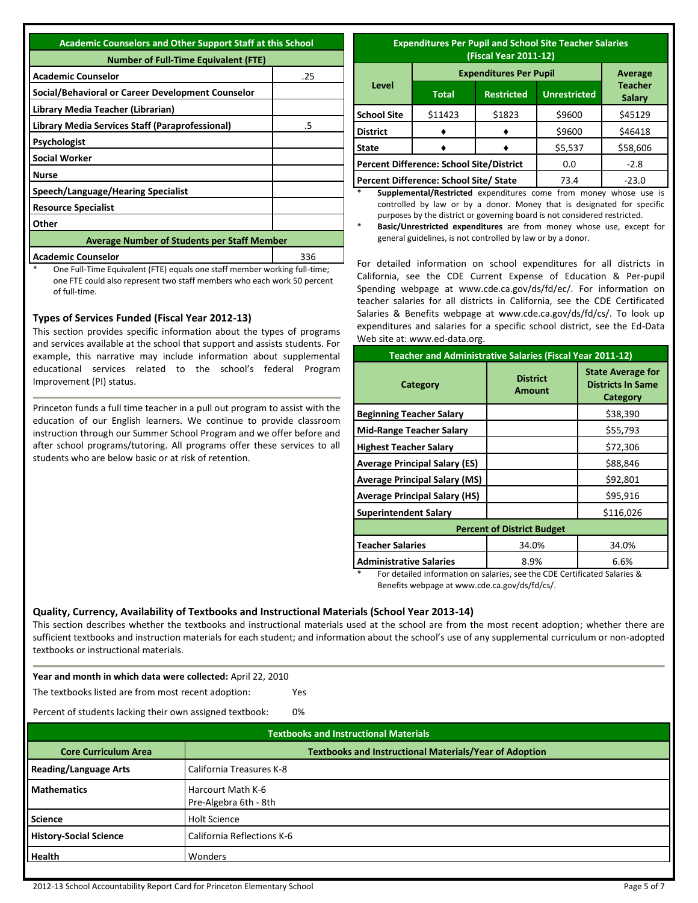| Academic Counselors and Other Support Staff at this School | |
|---|---|
| **Number of Full-Time Equivalent (FTE)** | |
| **Academic Counselor** | .25 |
| **Social/Behavioral or Career Development Counselor** | |
| **Library Media Teacher (Librarian)** | |
| **Library Media Services Staff (Paraprofessional)** | .5 |
| **Psychologist** | |
| **Social Worker** | |
| **Nurse** | |
| **Speech/Language/Hearing Specialist** | |
| **Resource Specialist** | |
| **Other** | |
| **Average Number of Students per Staff Member** | |
| **Academic Counselor** | 336 |

\* One Full-Time Equivalent (FTE) equals one staff member working full-time; one FTE could also represent two staff members who each work 50 percent of full-time.

### Types of Services Funded (Fiscal Year 2012-13)

This section provides specific information about the types of programs and services available at the school that support and assists students. For example, this narrative may include information about supplemental educational services related to the school's federal Program Improvement (PI) status.

Princeton funds a full time teacher in a pull out program to assist with the education of our English learners. We continue to provide classroom instruction through our Summer School Program and we offer before and after school programs/tutoring. All programs offer these services to all students who are below basic or at risk of retention.

| Expenditures Per Pupil and School Site Teacher Salaries (Fiscal Year 2011-12) | | | | |
|---|---|---|---|---|
| **Level** | **Expenditures Per Pupil** | | | **Average Teacher Salary** |
| | **Total** | **Restricted** | **Unrestricted** | |
| **School Site** | $11423 | $1823 | $9600 | $45129 |
| **District** | ♦ | ♦ | $9600 | $46418 |
| **State** | ♦ | ♦ | $5,537 | $58,606 |
| **Percent Difference: School Site/District** | | | 0.0 | -2.8 |
| **Percent Difference: School Site/ State** | | | 73.4 | -23.0 |

\* **Supplemental/Restricted** expenditures come from money whose use is controlled by law or by a donor. Money that is designated for specific purposes by the district or governing board is not considered restricted.

\* **Basic/Unrestricted expenditures** are from money whose use, except for general guidelines, is not controlled by law or by a donor.

For detailed information on school expenditures for all districts in California, see the CDE Current Expense of Education & Per-pupil Spending webpage at www.cde.ca.gov/ds/fd/ec/. For information on teacher salaries for all districts in California, see the CDE Certificated Salaries & Benefits webpage at www.cde.ca.gov/ds/fd/cs/. To look up expenditures and salaries for a specific school district, see the Ed-Data Web site at: www.ed-data.org.

| Teacher and Administrative Salaries (Fiscal Year 2011-12) | | |
|---|---|---|
| **Category** | **District Amount** | **State Average for Districts In Same Category** |
| **Beginning Teacher Salary** | | $38,390 |
| **Mid-Range Teacher Salary** | | $55,793 |
| **Highest Teacher Salary** | | $72,306 |
| **Average Principal Salary (ES)** | | $88,846 |
| **Average Principal Salary (MS)** | | $92,801 |
| **Average Principal Salary (HS)** | | $95,916 |
| **Superintendent Salary** | | $116,026 |
| **Percent of District Budget** | | |
| **Teacher Salaries** | 34.0% | 34.0% |
| **Administrative Salaries** | 8.9% | 6.6% |

\* For detailed information on salaries, see the CDE Certificated Salaries & Benefits webpage at www.cde.ca.gov/ds/fd/cs/.

### Quality, Currency, Availability of Textbooks and Instructional Materials (School Year 2013-14)

This section describes whether the textbooks and instructional materials used at the school are from the most recent adoption; whether there are sufficient textbooks and instruction materials for each student; and information about the school's use of any supplemental curriculum or non-adopted textbooks or instructional materials.

**Year and month in which data were collected:** April 22, 2010

The textbooks listed are from most recent adoption: Yes

Percent of students lacking their own assigned textbook: 0%

| Textbooks and Instructional Materials | |
|---|---|
| **Core Curriculum Area** | **Textbooks and Instructional Materials/Year of Adoption** |
| **Reading/Language Arts** | California Treasures K-8 |
| **Mathematics** | Harcourt Math K-6<br>Pre-Algebra 6th - 8th |
| **Science** | Holt Science |
| **History-Social Science** | California Reflections K-6 |
| **Health** | Wonders |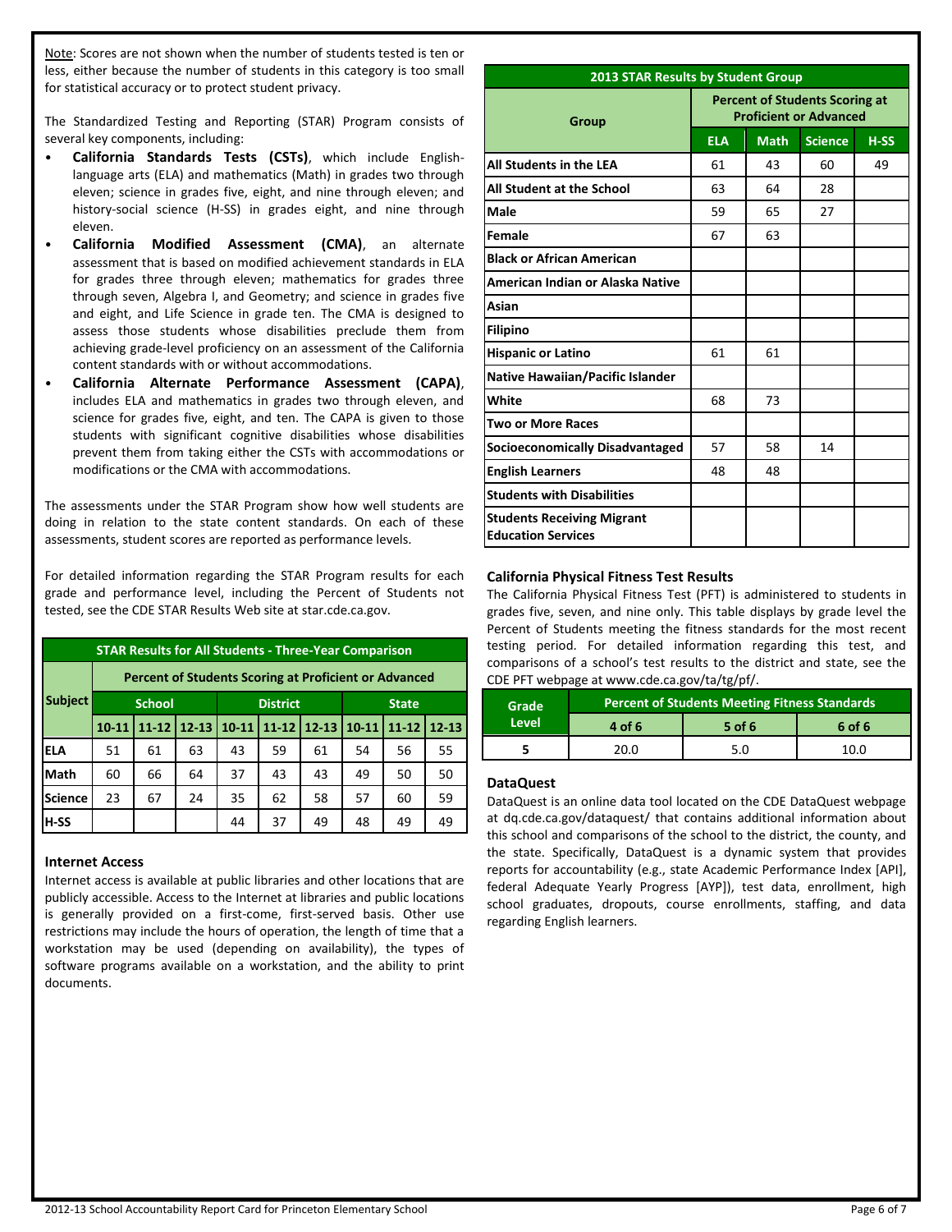Note: Scores are not shown when the number of students tested is ten or less, either because the number of students in this category is too small for statistical accuracy or to protect student privacy.

The Standardized Testing and Reporting (STAR) Program consists of several key components, including:

- **California Standards Tests (CSTs)**, which include English-language arts (ELA) and mathematics (Math) in grades two through eleven; science in grades five, eight, and nine through eleven; and history-social science (H-SS) in grades eight, and nine through eleven.
- **California Modified Assessment (CMA)**, an alternate assessment that is based on modified achievement standards in ELA for grades three through eleven; mathematics for grades three through seven, Algebra I, and Geometry; and science in grades five and eight, and Life Science in grade ten. The CMA is designed to assess those students whose disabilities preclude them from achieving grade-level proficiency on an assessment of the California content standards with or without accommodations.
- **California Alternate Performance Assessment (CAPA)**, includes ELA and mathematics in grades two through eleven, and science for grades five, eight, and ten. The CAPA is given to those students with significant cognitive disabilities whose disabilities prevent them from taking either the CSTs with accommodations or modifications or the CMA with accommodations.

The assessments under the STAR Program show how well students are doing in relation to the state content standards. On each of these assessments, student scores are reported as performance levels.

For detailed information regarding the STAR Program results for each grade and performance level, including the Percent of Students not tested, see the CDE STAR Results Web site at star.cde.ca.gov.

| STAR Results for All Students - Three-Year Comparison | | | | | | | | | |
|---|---|---|---|---|---|---|---|---|---|
| Subject | Percent of Students Scoring at Proficient or Advanced | | | | | | | | |
| | School | | | District | | | State | | |
| | 10-11 | 11-12 | 12-13 | 10-11 | 11-12 | 12-13 | 10-11 | 11-12 | 12-13 |
| ELA | 51 | 61 | 63 | 43 | 59 | 61 | 54 | 56 | 55 |
| Math | 60 | 66 | 64 | 37 | 43 | 43 | 49 | 50 | 50 |
| Science | 23 | 67 | 24 | 35 | 62 | 58 | 57 | 60 | 59 |
| H-SS | | | | 44 | 37 | 49 | 48 | 49 | 49 |

### Internet Access

Internet access is available at public libraries and other locations that are publicly accessible. Access to the Internet at libraries and public locations is generally provided on a first-come, first-served basis. Other use restrictions may include the hours of operation, the length of time that a workstation may be used (depending on availability), the types of software programs available on a workstation, and the ability to print documents.

| 2013 STAR Results by Student Group | | | | |
|---|---|---|---|---|
| Group | Percent of Students Scoring at Proficient or Advanced | | | |
| | ELA | Math | Science | H-SS |
| All Students in the LEA | 61 | 43 | 60 | 49 |
| All Student at the School | 63 | 64 | 28 | |
| Male | 59 | 65 | 27 | |
| Female | 67 | 63 | | |
| Black or African American | | | | |
| American Indian or Alaska Native | | | | |
| Asian | | | | |
| Filipino | | | | |
| Hispanic or Latino | 61 | 61 | | |
| Native Hawaiian/Pacific Islander | | | | |
| White | 68 | 73 | | |
| Two or More Races | | | | |
| Socioeconomically Disadvantaged | 57 | 58 | 14 | |
| English Learners | 48 | 48 | | |
| Students with Disabilities | | | | |
| Students Receiving Migrant Education Services | | | | |

### California Physical Fitness Test Results

The California Physical Fitness Test (PFT) is administered to students in grades five, seven, and nine only. This table displays by grade level the Percent of Students meeting the fitness standards for the most recent testing period. For detailed information regarding this test, and comparisons of a school's test results to the district and state, see the CDE PFT webpage at www.cde.ca.gov/ta/tg/pf/.

| Grade Level | Percent of Students Meeting Fitness Standards | | |
|---|---|---|---|
| | 4 of 6 | 5 of 6 | 6 of 6 |
| 5 | 20.0 | 5.0 | 10.0 |

### DataQuest

DataQuest is an online data tool located on the CDE DataQuest webpage at dq.cde.ca.gov/dataquest/ that contains additional information about this school and comparisons of the school to the district, the county, and the state. Specifically, DataQuest is a dynamic system that provides reports for accountability (e.g., state Academic Performance Index [API], federal Adequate Yearly Progress [AYP]), test data, enrollment, high school graduates, dropouts, course enrollments, staffing, and data regarding English learners.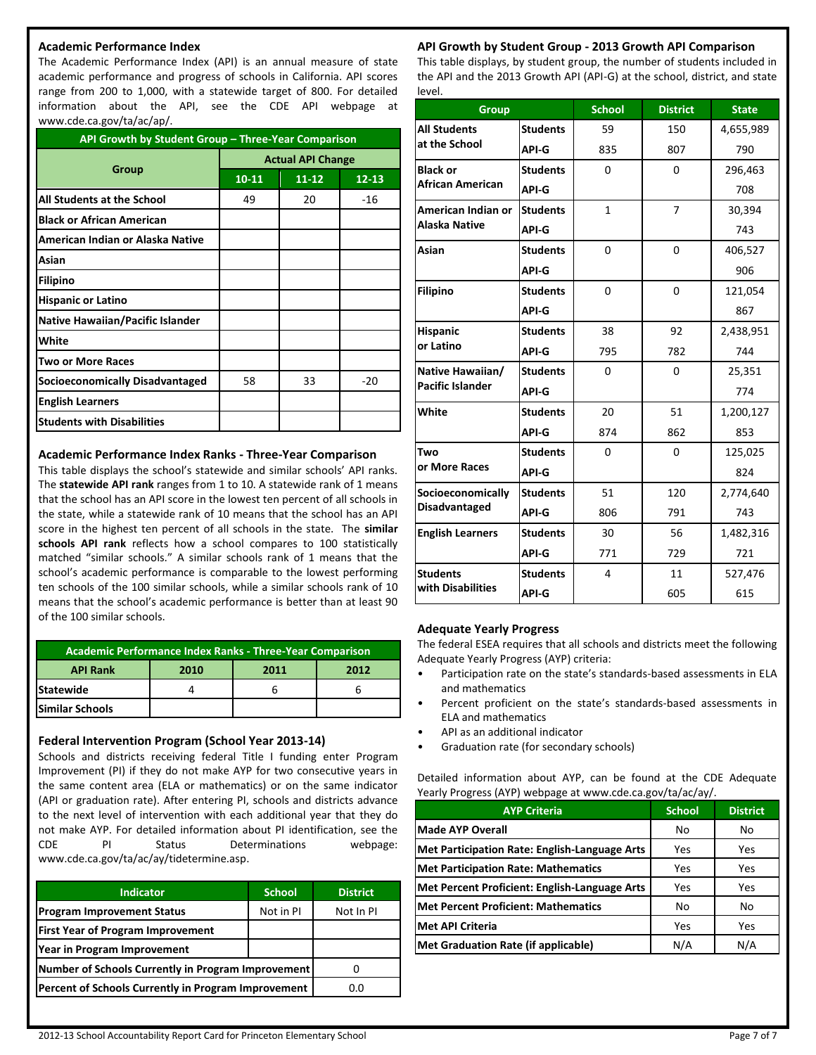## Academic Performance Index

The Academic Performance Index (API) is an annual measure of state academic performance and progress of schools in California. API scores range from 200 to 1,000, with a statewide target of 800. For detailed information about the API, see the CDE API webpage at www.cde.ca.gov/ta/ac/ap/.

| API Growth by Student Group – Three-Year Comparison | | | |
|---|---|---|---|
| Group | Actual API Change | | |
| | 10-11 | 11-12 | 12-13 |
| All Students at the School | 49 | 20 | -16 |
| Black or African American | | | |
| American Indian or Alaska Native | | | |
| Asian | | | |
| Filipino | | | |
| Hispanic or Latino | | | |
| Native Hawaiian/Pacific Islander | | | |
| White | | | |
| Two or More Races | | | |
| Socioeconomically Disadvantaged | 58 | 33 | -20 |
| English Learners | | | |
| Students with Disabilities | | | |

## Academic Performance Index Ranks - Three-Year Comparison

This table displays the school's statewide and similar schools' API ranks. The **statewide API rank** ranges from 1 to 10. A statewide rank of 1 means that the school has an API score in the lowest ten percent of all schools in the state, while a statewide rank of 10 means that the school has an API score in the highest ten percent of all schools in the state. The **similar schools API rank** reflects how a school compares to 100 statistically matched "similar schools." A similar schools rank of 1 means that the school's academic performance is comparable to the lowest performing ten schools of the 100 similar schools, while a similar schools rank of 10 means that the school's academic performance is better than at least 90 of the 100 similar schools.

| Academic Performance Index Ranks - Three-Year Comparison | | | |
|---|---|---|---|
| API Rank | 2010 | 2011 | 2012 |
| Statewide | 4 | 6 | 6 |
| Similar Schools | | | |

## Federal Intervention Program (School Year 2013-14)

Schools and districts receiving federal Title I funding enter Program Improvement (PI) if they do not make AYP for two consecutive years in the same content area (ELA or mathematics) or on the same indicator (API or graduation rate). After entering PI, schools and districts advance to the next level of intervention with each additional year that they do not make AYP. For detailed information about PI identification, see the CDE PI Status Determinations webpage: www.cde.ca.gov/ta/ac/ay/tidetermine.asp.

| Indicator | School | District |
|---|---|---|
| Program Improvement Status | Not in PI | Not In PI |
| First Year of Program Improvement | | |
| Year in Program Improvement | | |
| Number of Schools Currently in Program Improvement | | 0 |
| Percent of Schools Currently in Program Improvement | | 0.0 |

## API Growth by Student Group - 2013 Growth API Comparison

This table displays, by student group, the number of students included in the API and the 2013 Growth API (API-G) at the school, district, and state level.

| Group | | School | District | State |
|---|---|---|---|---|
| All Students at the School | Students | 59 | 150 | 4,655,989 |
| | API-G | 835 | 807 | 790 |
| Black or African American | Students | 0 | 0 | 296,463 |
| | API-G | | | 708 |
| American Indian or Alaska Native | Students | 1 | 7 | 30,394 |
| | API-G | | | 743 |
| Asian | Students | 0 | 0 | 406,527 |
| | API-G | | | 906 |
| Filipino | Students | 0 | 0 | 121,054 |
| | API-G | | | 867 |
| Hispanic or Latino | Students | 38 | 92 | 2,438,951 |
| | API-G | 795 | 782 | 744 |
| Native Hawaiian/ Pacific Islander | Students | 0 | 0 | 25,351 |
| | API-G | | | 774 |
| White | Students | 20 | 51 | 1,200,127 |
| | API-G | 874 | 862 | 853 |
| Two or More Races | Students | 0 | 0 | 125,025 |
| | API-G | | | 824 |
| Socioeconomically Disadvantaged | Students | 51 | 120 | 2,774,640 |
| | API-G | 806 | 791 | 743 |
| English Learners | Students | 30 | 56 | 1,482,316 |
| | API-G | 771 | 729 | 721 |
| Students with Disabilities | Students | 4 | 11 | 527,476 |
| | API-G | | 605 | 615 |

## Adequate Yearly Progress

The federal ESEA requires that all schools and districts meet the following Adequate Yearly Progress (AYP) criteria:

- Participation rate on the state's standards-based assessments in ELA and mathematics
- Percent proficient on the state's standards-based assessments in ELA and mathematics
- API as an additional indicator
- Graduation rate (for secondary schools)

Detailed information about AYP, can be found at the CDE Adequate Yearly Progress (AYP) webpage at www.cde.ca.gov/ta/ac/ay/.

| AYP Criteria | School | District |
|---|---|---|
| Made AYP Overall | No | No |
| Met Participation Rate: English-Language Arts | Yes | Yes |
| Met Participation Rate: Mathematics | Yes | Yes |
| Met Percent Proficient: English-Language Arts | Yes | Yes |
| Met Percent Proficient: Mathematics | No | No |
| Met API Criteria | Yes | Yes |
| Met Graduation Rate (if applicable) | N/A | N/A |